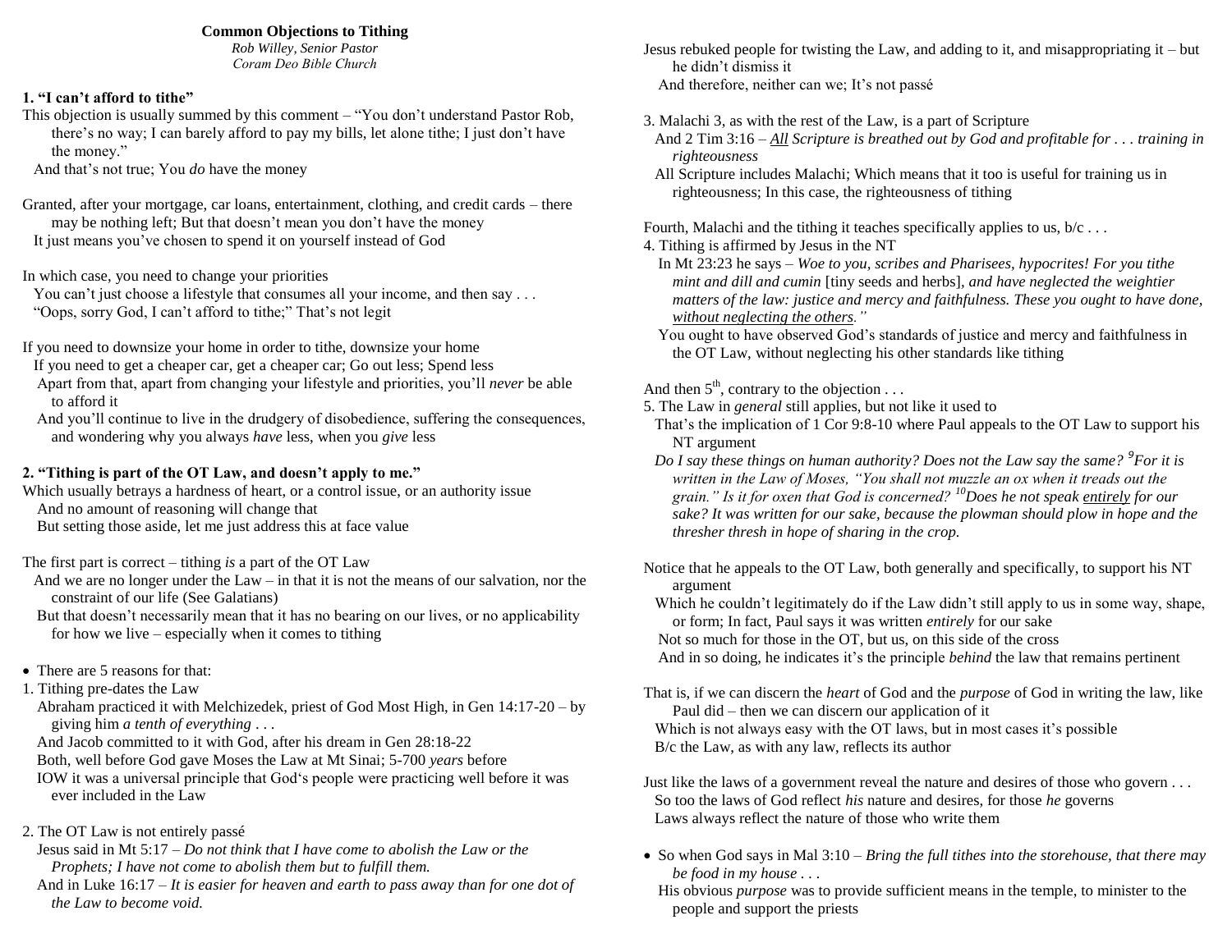# Common Objections to Tithing

*Rob Willey, Senior Pastor*
*Coram Deo Bible Church*

## 1. "I can't afford to tithe"

This objection is usually summed by this comment – "You don't understand Pastor Rob, there's no way; I can barely afford to pay my bills, let alone tithe; I just don't have the money."
And that's not true; You *do* have the money

Granted, after your mortgage, car loans, entertainment, clothing, and credit cards – there may be nothing left; But that doesn't mean you don't have the money
It just means you've chosen to spend it on yourself instead of God

In which case, you need to change your priorities
You can't just choose a lifestyle that consumes all your income, and then say . . .
"Oops, sorry God, I can't afford to tithe;" That's not legit

If you need to downsize your home in order to tithe, downsize your home
If you need to get a cheaper car, get a cheaper car; Go out less; Spend less
Apart from that, apart from changing your lifestyle and priorities, you'll *never* be able to afford it
And you'll continue to live in the drudgery of disobedience, suffering the consequences, and wondering why you always *have* less, when you *give* less

## 2. "Tithing is part of the OT Law, and doesn't apply to me."

Which usually betrays a hardness of heart, or a control issue, or an authority issue
And no amount of reasoning will change that
But setting those aside, let me just address this at face value

The first part is correct – tithing *is* a part of the OT Law
And we are no longer under the Law – in that it is not the means of our salvation, nor the constraint of our life (See Galatians)
But that doesn't necessarily mean that it has no bearing on our lives, or no applicability for how we live – especially when it comes to tithing

- There are 5 reasons for that:

1. Tithing pre-dates the Law
Abraham practiced it with Melchizedek, priest of God Most High, in Gen 14:17-20 – by giving him *a tenth of everything* . . .
And Jacob committed to it with God, after his dream in Gen 28:18-22
Both, well before God gave Moses the Law at Mt Sinai; 5-700 *years* before
IOW it was a universal principle that God's people were practicing well before it was ever included in the Law

2. The OT Law is not entirely passé
Jesus said in Mt 5:17 – *Do not think that I have come to abolish the Law or the Prophets; I have not come to abolish them but to fulfill them.*
And in Luke 16:17 – *It is easier for heaven and earth to pass away than for one dot of the Law to become void.*

Jesus rebuked people for twisting the Law, and adding to it, and misappropriating it – but he didn't dismiss it
And therefore, neither can we; It's not passé

3. Malachi 3, as with the rest of the Law, is a part of Scripture
And 2 Tim 3:16 – ***All*** *Scripture is breathed out by God and profitable for . . . training in righteousness*
All Scripture includes Malachi; Which means that it too is useful for training us in righteousness; In this case, the righteousness of tithing

Fourth, Malachi and the tithing it teaches specifically applies to us, b/c . . .

4. Tithing is affirmed by Jesus in the NT
In Mt 23:23 he says – *Woe to you, scribes and Pharisees, hypocrites! For you tithe mint and dill and cumin* [tiny seeds and herbs], *and have neglected the weightier matters of the law: justice and mercy and faithfulness. These you ought to have done, without neglecting the others."*
You ought to have observed God's standards of justice and mercy and faithfulness in the OT Law, without neglecting his other standards like tithing

And then 5th, contrary to the objection . . .

5. The Law in *general* still applies, but not like it used to
That's the implication of 1 Cor 9:8-10 where Paul appeals to the OT Law to support his NT argument
*Do I say these things on human authority? Does not the Law say the same? [9]For it is written in the Law of Moses, "You shall not muzzle an ox when it treads out the grain." Is it for oxen that God is concerned? [10]Does he not speak entirely for our sake? It was written for our sake, because the plowman should plow in hope and the thresher thresh in hope of sharing in the crop.*

Notice that he appeals to the OT Law, both generally and specifically, to support his NT argument
Which he couldn't legitimately do if the Law didn't still apply to us in some way, shape, or form; In fact, Paul says it was written *entirely* for our sake
Not so much for those in the OT, but us, on this side of the cross
And in so doing, he indicates it's the principle *behind* the law that remains pertinent

That is, if we can discern the *heart* of God and the *purpose* of God in writing the law, like Paul did – then we can discern our application of it
Which is not always easy with the OT laws, but in most cases it's possible
B/c the Law, as with any law, reflects its author

Just like the laws of a government reveal the nature and desires of those who govern . . .
So too the laws of God reflect *his* nature and desires, for those *he* governs
Laws always reflect the nature of those who write them

- So when God says in Mal 3:10 – *Bring the full tithes into the storehouse, that there may be food in my house . . .*
His obvious *purpose* was to provide sufficient means in the temple, to minister to the people and support the priests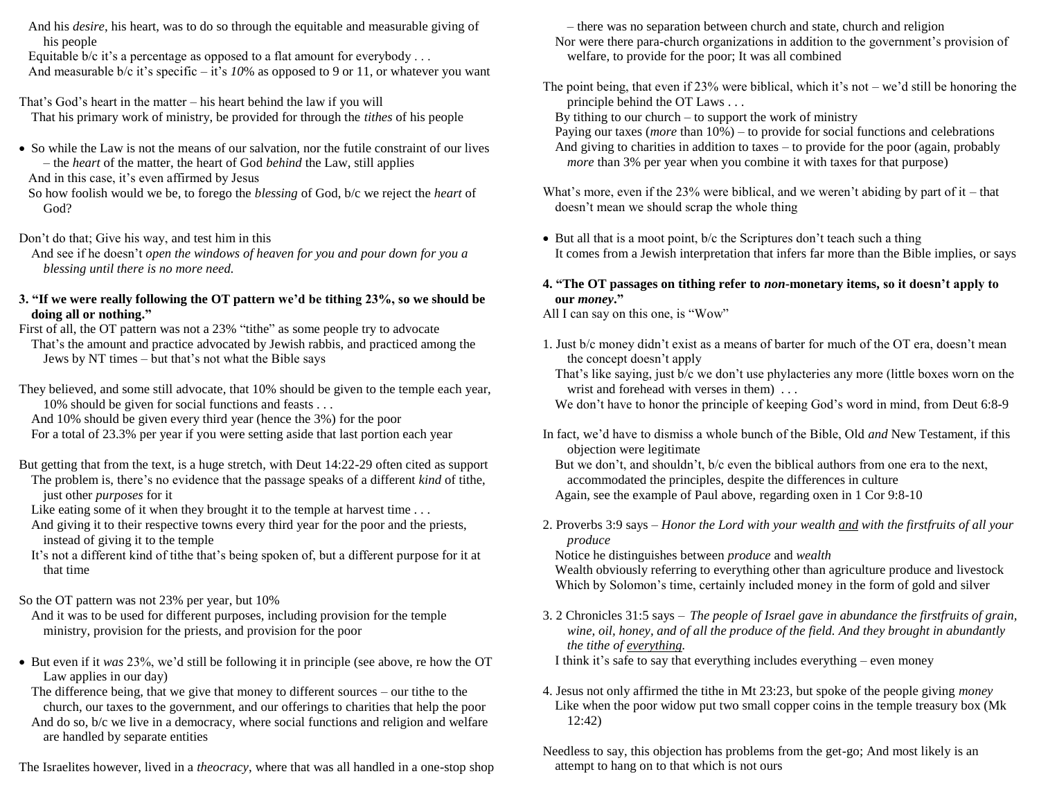And his *desire*, his heart, was to do so through the equitable and measurable giving of his people

Equitable b/c it's a percentage as opposed to a flat amount for everybody . . .

And measurable b/c it's specific – it's *10*% as opposed to 9 or 11, or whatever you want

That's God's heart in the matter – his heart behind the law if you will

That his primary work of ministry, be provided for through the *tithes* of his people

- So while the Law is not the means of our salvation, nor the futile constraint of our lives – the *heart* of the matter, the heart of God *behind* the Law, still applies

And in this case, it's even affirmed by Jesus

So how foolish would we be, to forego the *blessing* of God, b/c we reject the *heart* of God?

Don't do that; Give his way, and test him in this

And see if he doesn't *open the windows of heaven for you and pour down for you a blessing until there is no more need.*

**3. "If we were really following the OT pattern we'd be tithing 23%, so we should be doing all or nothing."**

First of all, the OT pattern was not a 23% "tithe" as some people try to advocate

That's the amount and practice advocated by Jewish rabbis, and practiced among the Jews by NT times – but that's not what the Bible says

They believed, and some still advocate, that 10% should be given to the temple each year, 10% should be given for social functions and feasts . . .

And 10% should be given every third year (hence the 3%) for the poor

For a total of 23.3% per year if you were setting aside that last portion each year

But getting that from the text, is a huge stretch, with Deut 14:22-29 often cited as support

The problem is, there's no evidence that the passage speaks of a different *kind* of tithe, just other *purposes* for it

Like eating some of it when they brought it to the temple at harvest time . . .

And giving it to their respective towns every third year for the poor and the priests, instead of giving it to the temple

It's not a different kind of tithe that's being spoken of, but a different purpose for it at that time

So the OT pattern was not 23% per year, but 10%

And it was to be used for different purposes, including provision for the temple ministry, provision for the priests, and provision for the poor

- But even if it *was* 23%, we'd still be following it in principle (see above, re how the OT Law applies in our day)

The difference being, that we give that money to different sources – our tithe to the church, our taxes to the government, and our offerings to charities that help the poor

And do so, b/c we live in a democracy, where social functions and religion and welfare are handled by separate entities

The Israelites however, lived in a *theocracy*, where that was all handled in a one-stop shop – there was no separation between church and state, church and religion

Nor were there para-church organizations in addition to the government's provision of welfare, to provide for the poor; It was all combined

The point being, that even if 23% were biblical, which it's not – we'd still be honoring the principle behind the OT Laws . . .

By tithing to our church – to support the work of ministry

Paying our taxes (*more* than 10%) – to provide for social functions and celebrations

And giving to charities in addition to taxes – to provide for the poor (again, probably *more* than 3% per year when you combine it with taxes for that purpose)

What's more, even if the 23% were biblical, and we weren't abiding by part of it – that doesn't mean we should scrap the whole thing

- But all that is a moot point, b/c the Scriptures don't teach such a thing

It comes from a Jewish interpretation that infers far more than the Bible implies, or says

**4. "The OT passages on tithing refer to *non*-monetary items, so it doesn't apply to our *money*."**

All I can say on this one, is "Wow"

1. Just b/c money didn't exist as a means of barter for much of the OT era, doesn't mean the concept doesn't apply

That's like saying, just b/c we don't use phylacteries any more (little boxes worn on the wrist and forehead with verses in them) . . .

We don't have to honor the principle of keeping God's word in mind, from Deut 6:8-9

In fact, we'd have to dismiss a whole bunch of the Bible, Old *and* New Testament, if this objection were legitimate

But we don't, and shouldn't, b/c even the biblical authors from one era to the next, accommodated the principles, despite the differences in culture

Again, see the example of Paul above, regarding oxen in 1 Cor 9:8-10

2. Proverbs 3:9 says – *Honor the Lord with your wealth <u>and</u> with the firstfruits of all your produce*

Notice he distinguishes between *produce* and *wealth*

Wealth obviously referring to everything other than agriculture produce and livestock

Which by Solomon's time, certainly included money in the form of gold and silver

3. 2 Chronicles 31:5 says – *The people of Israel gave in abundance the firstfruits of grain, wine, oil, honey, and of all the produce of the field. And they brought in abundantly the tithe of <u>everything</u>.*

I think it's safe to say that everything includes everything – even money

4. Jesus not only affirmed the tithe in Mt 23:23, but spoke of the people giving *money*

Like when the poor widow put two small copper coins in the temple treasury box (Mk 12:42)

Needless to say, this objection has problems from the get-go; And most likely is an attempt to hang on to that which is not ours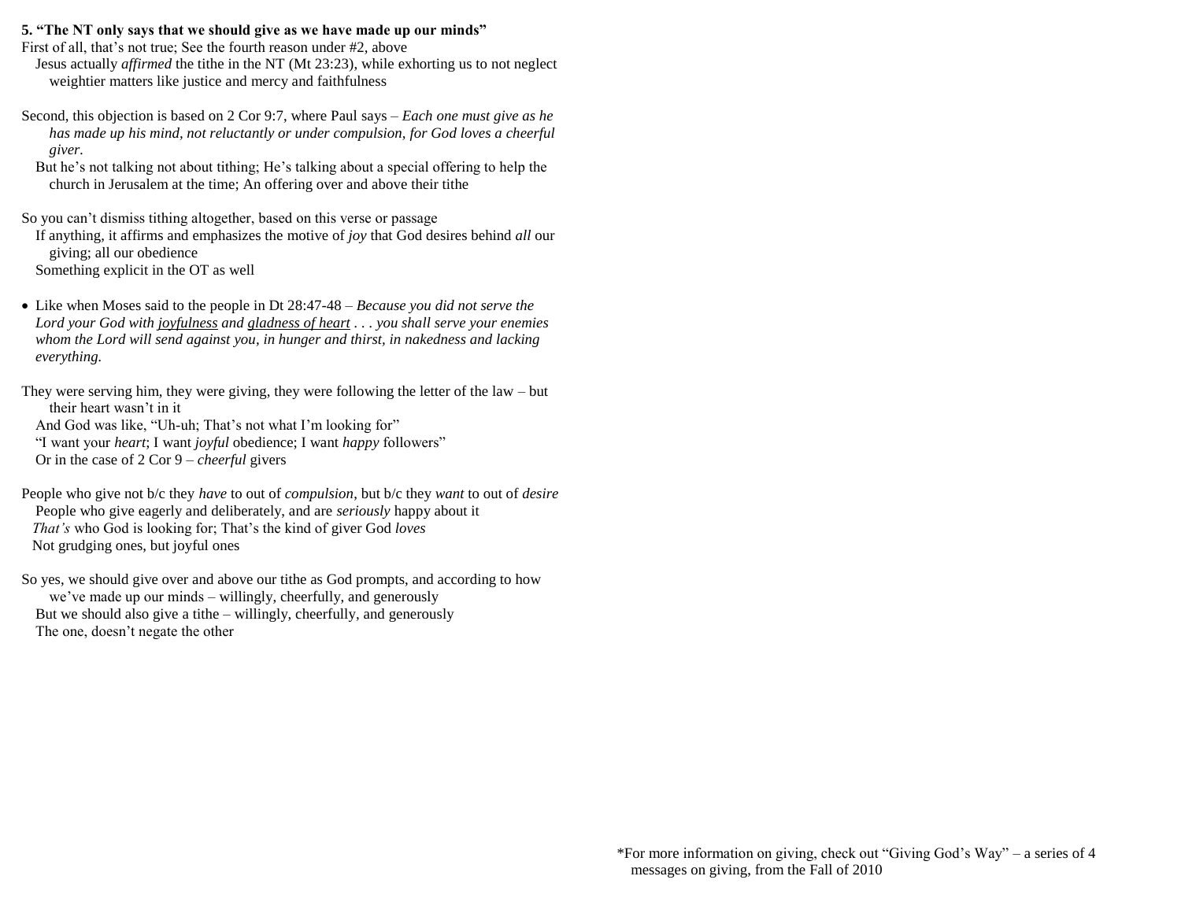**5. "The NT only says that we should give as we have made up our minds"**

First of all, that's not true; See the fourth reason under #2, above

Jesus actually *affirmed* the tithe in the NT (Mt 23:23), while exhorting us to not neglect weightier matters like justice and mercy and faithfulness

Second, this objection is based on 2 Cor 9:7, where Paul says – *Each one must give as he has made up his mind, not reluctantly or under compulsion, for God loves a cheerful giver.*

But he's not talking not about tithing; He's talking about a special offering to help the church in Jerusalem at the time; An offering over and above their tithe

So you can't dismiss tithing altogether, based on this verse or passage

If anything, it affirms and emphasizes the motive of *joy* that God desires behind *all* our giving; all our obedience

Something explicit in the OT as well

- Like when Moses said to the people in Dt 28:47-48 – *Because you did not serve the Lord your God with joyfulness and gladness of heart . . . you shall serve your enemies whom the Lord will send against you, in hunger and thirst, in nakedness and lacking everything.*

They were serving him, they were giving, they were following the letter of the law – but their heart wasn't in it

And God was like, "Uh-uh; That's not what I'm looking for"

"I want your *heart*; I want *joyful* obedience; I want *happy* followers"

Or in the case of 2 Cor 9 – *cheerful* givers

People who give not b/c they *have* to out of *compulsion*, but b/c they *want* to out of *desire*

People who give eagerly and deliberately, and are *seriously* happy about it

*That's* who God is looking for; That's the kind of giver God *loves*

Not grudging ones, but joyful ones

So yes, we should give over and above our tithe as God prompts, and according to how we've made up our minds – willingly, cheerfully, and generously

But we should also give a tithe – willingly, cheerfully, and generously

The one, doesn't negate the other

*For more information on giving, check out "Giving God's Way" – a series of 4 messages on giving, from the Fall of 2010